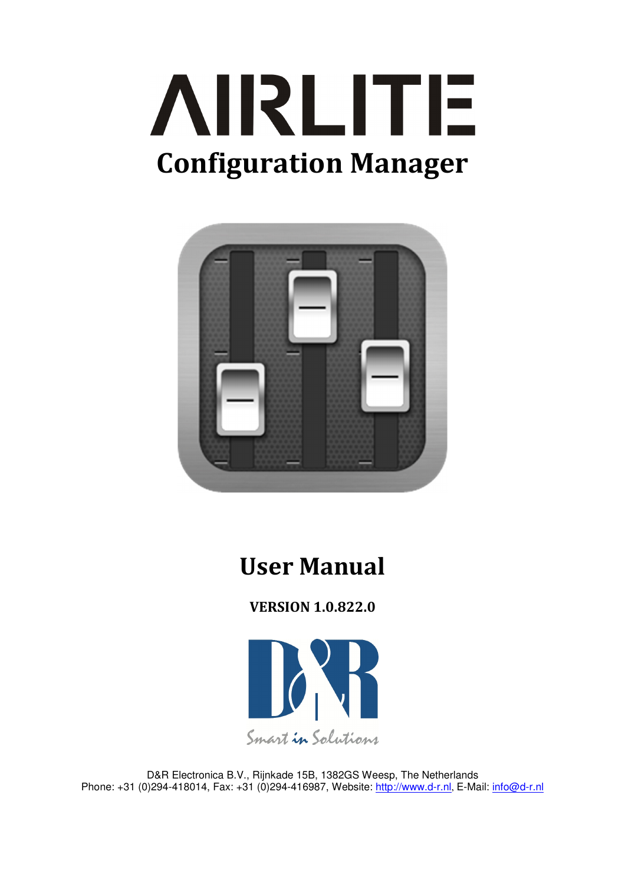# AIRLITE

# Configuration Manager

# User Manual

**VERSION 1.0.822.0**

D&R

*Smart in Solutions*

D&R Electronica B.V., Rijnkade 15B, 1382GS Weesp, The Netherlands
Phone: +31 (0)294-418014, Fax: +31 (0)294-416987, Website: http://www.d-r.nl, E-Mail: info@d-r.nl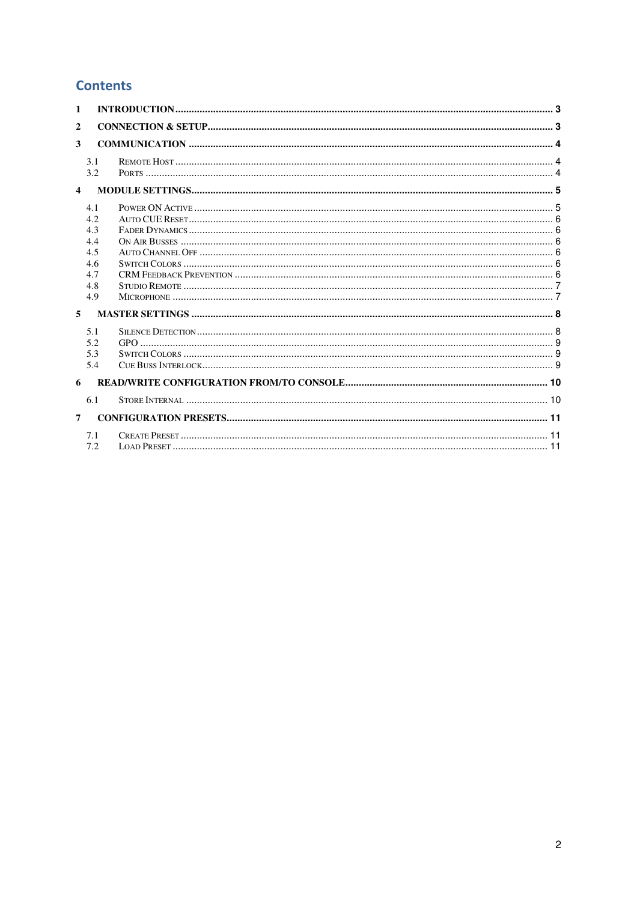# Contents

1 INTRODUCTION ..................................................... 3

2 CONNECTION & SETUP ..................................................... 3

3 COMMUNICATION ..................................................... 4

- 3.1 Remote Host ..................................................... 4
- 3.2 Ports ..................................................... 4

4 MODULE SETTINGS ..................................................... 5

- 4.1 Power ON Active ..................................................... 5
- 4.2 Auto CUE Reset ..................................................... 6
- 4.3 Fader Dynamics ..................................................... 6
- 4.4 On Air Busses ..................................................... 6
- 4.5 Auto Channel Off ..................................................... 6
- 4.6 Switch Colors ..................................................... 6
- 4.7 CRM Feedback Prevention ..................................................... 6
- 4.8 Studio Remote ..................................................... 7
- 4.9 Microphone ..................................................... 7

5 MASTER SETTINGS ..................................................... 8

- 5.1 Silence Detection ..................................................... 8
- 5.2 GPO ..................................................... 9
- 5.3 Switch Colors ..................................................... 9
- 5.4 Cue Buss Interlock ..................................................... 9

6 READ/WRITE CONFIGURATION FROM/TO CONSOLE ..................................................... 10

- 6.1 Store Internal ..................................................... 10

7 CONFIGURATION PRESETS ..................................................... 11

- 7.1 Create Preset ..................................................... 11
- 7.2 Load Preset ..................................................... 11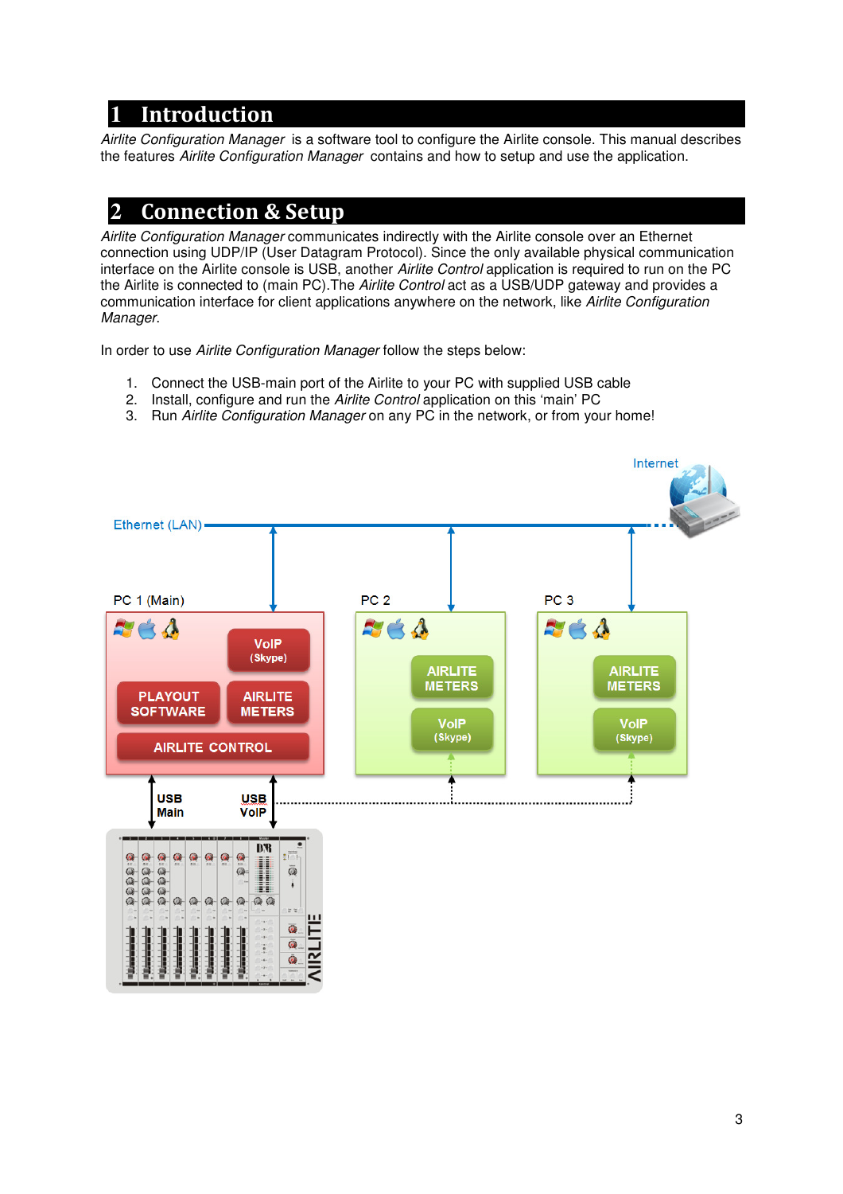# 1 Introduction

*Airlite Configuration Manager* is a software tool to configure the Airlite console. This manual describes the features *Airlite Configuration Manager* contains and how to setup and use the application.

# 2 Connection & Setup

*Airlite Configuration Manager* communicates indirectly with the Airlite console over an Ethernet connection using UDP/IP (User Datagram Protocol). Since the only available physical communication interface on the Airlite console is USB, another *Airlite Control* application is required to run on the PC the Airlite is connected to (main PC).The *Airlite Control* act as a USB/UDP gateway and provides a communication interface for client applications anywhere on the network, like *Airlite Configuration Manager*.

In order to use *Airlite Configuration Manager* follow the steps below:

1. Connect the USB-main port of the Airlite to your PC with supplied USB cable
2. Install, configure and run the *Airlite Control* application on this 'main' PC
3. Run *Airlite Configuration Manager* on any PC in the network, or from your home!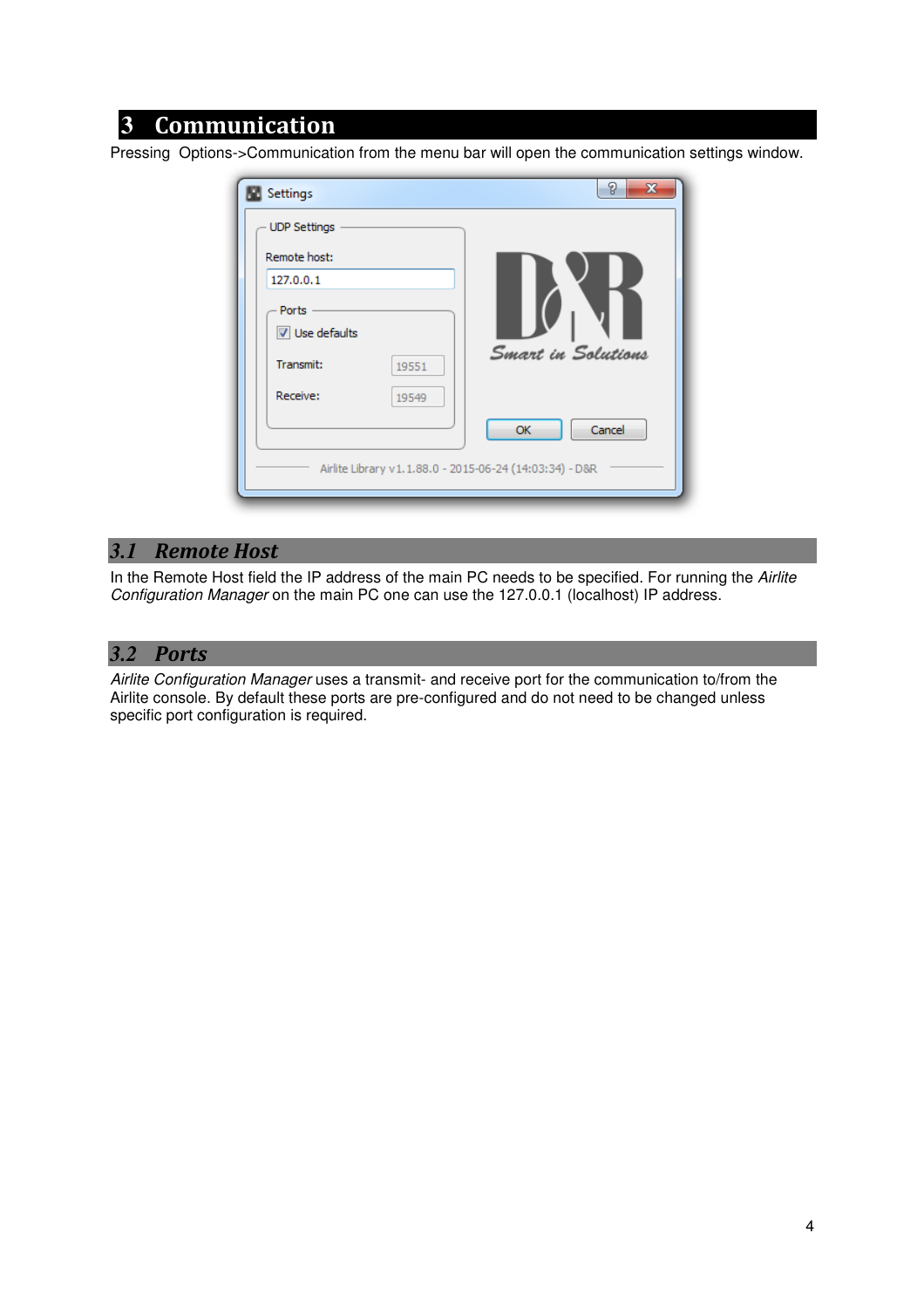# 3 Communication

Pressing Options->Communication from the menu bar will open the communication settings window.

## 3.1 Remote Host

In the Remote Host field the IP address of the main PC needs to be specified. For running the *Airlite Configuration Manager* on the main PC one can use the 127.0.0.1 (localhost) IP address.

## 3.2 Ports

*Airlite Configuration Manager* uses a transmit- and receive port for the communication to/from the Airlite console. By default these ports are pre-configured and do not need to be changed unless specific port configuration is required.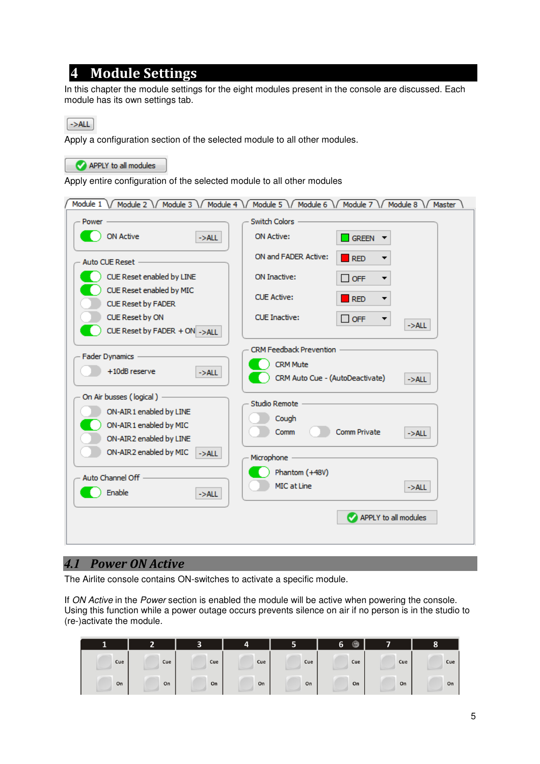# 4 Module Settings

In this chapter the module settings for the eight modules present in the console are discussed. Each module has its own settings tab.

->ALL

Apply a configuration section of the selected module to all other modules.

APPLY to all modules

Apply entire configuration of the selected module to all other modules

## 4.1 Power ON Active

The Airlite console contains ON-switches to activate a specific module.

If *ON Active* in the *Power* section is enabled the module will be active when powering the console. Using this function while a power outage occurs prevents silence on air if no person is in the studio to (re-)activate the module.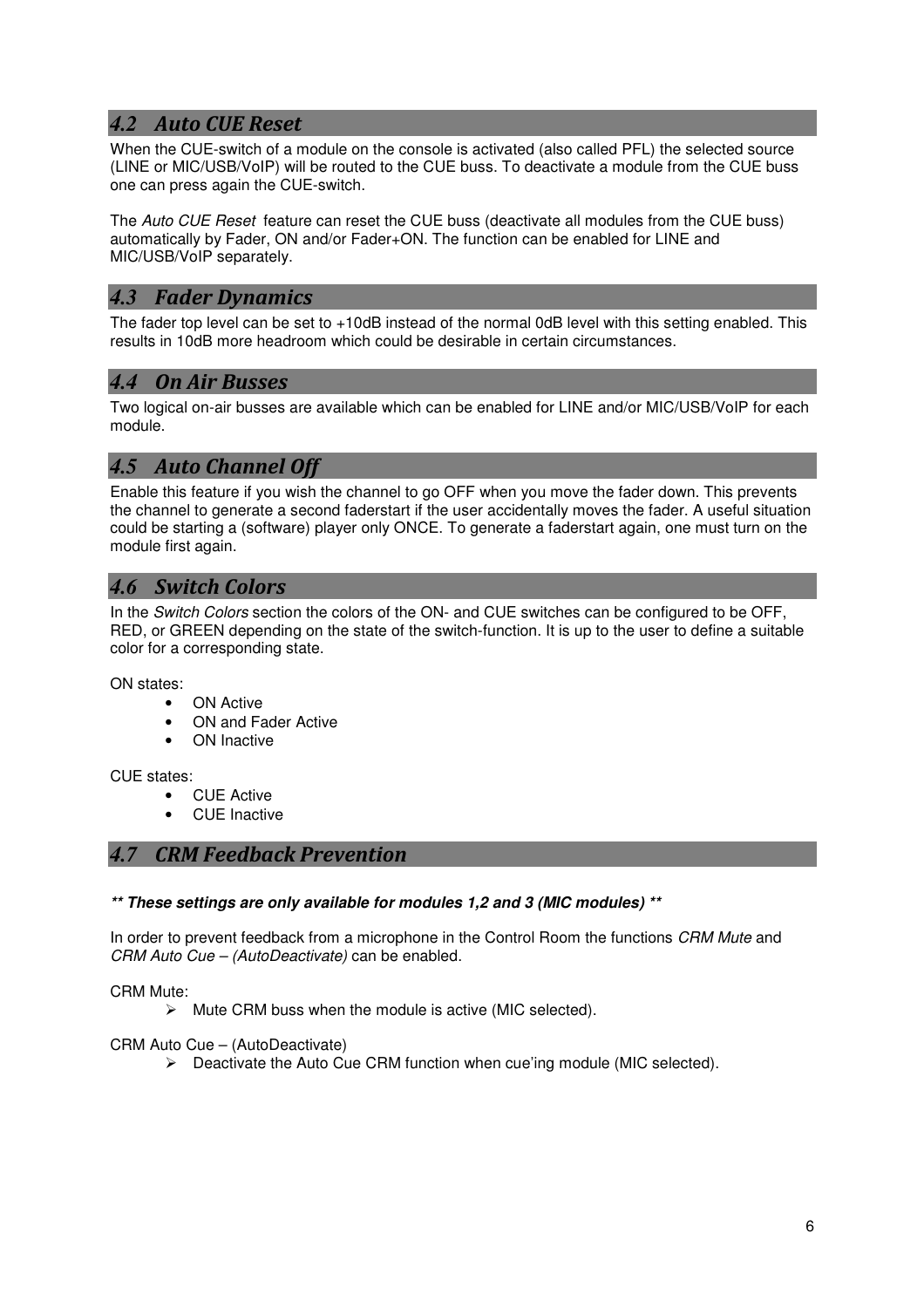## 4.2 Auto CUE Reset

When the CUE-switch of a module on the console is activated (also called PFL) the selected source (LINE or MIC/USB/VoIP) will be routed to the CUE buss. To deactivate a module from the CUE buss one can press again the CUE-switch.

The *Auto CUE Reset* feature can reset the CUE buss (deactivate all modules from the CUE buss) automatically by Fader, ON and/or Fader+ON. The function can be enabled for LINE and MIC/USB/VoIP separately.

## 4.3 Fader Dynamics

The fader top level can be set to +10dB instead of the normal 0dB level with this setting enabled. This results in 10dB more headroom which could be desirable in certain circumstances.

## 4.4 On Air Busses

Two logical on-air busses are available which can be enabled for LINE and/or MIC/USB/VoIP for each module.

## 4.5 Auto Channel Off

Enable this feature if you wish the channel to go OFF when you move the fader down. This prevents the channel to generate a second faderstart if the user accidentally moves the fader. A useful situation could be starting a (software) player only ONCE. To generate a faderstart again, one must turn on the module first again.

## 4.6 Switch Colors

In the *Switch Colors* section the colors of the ON- and CUE switches can be configured to be OFF, RED, or GREEN depending on the state of the switch-function. It is up to the user to define a suitable color for a corresponding state.

ON states:

- ON Active
- ON and Fader Active
- ON Inactive

CUE states:

- CUE Active
- CUE Inactive

## 4.7 CRM Feedback Prevention

***** These settings are only available for modules 1,2 and 3 (MIC modules) *****

In order to prevent feedback from a microphone in the Control Room the functions *CRM Mute* and *CRM Auto Cue – (AutoDeactivate)* can be enabled.

CRM Mute:

- Mute CRM buss when the module is active (MIC selected).

CRM Auto Cue – (AutoDeactivate)

- Deactivate the Auto Cue CRM function when cue'ing module (MIC selected).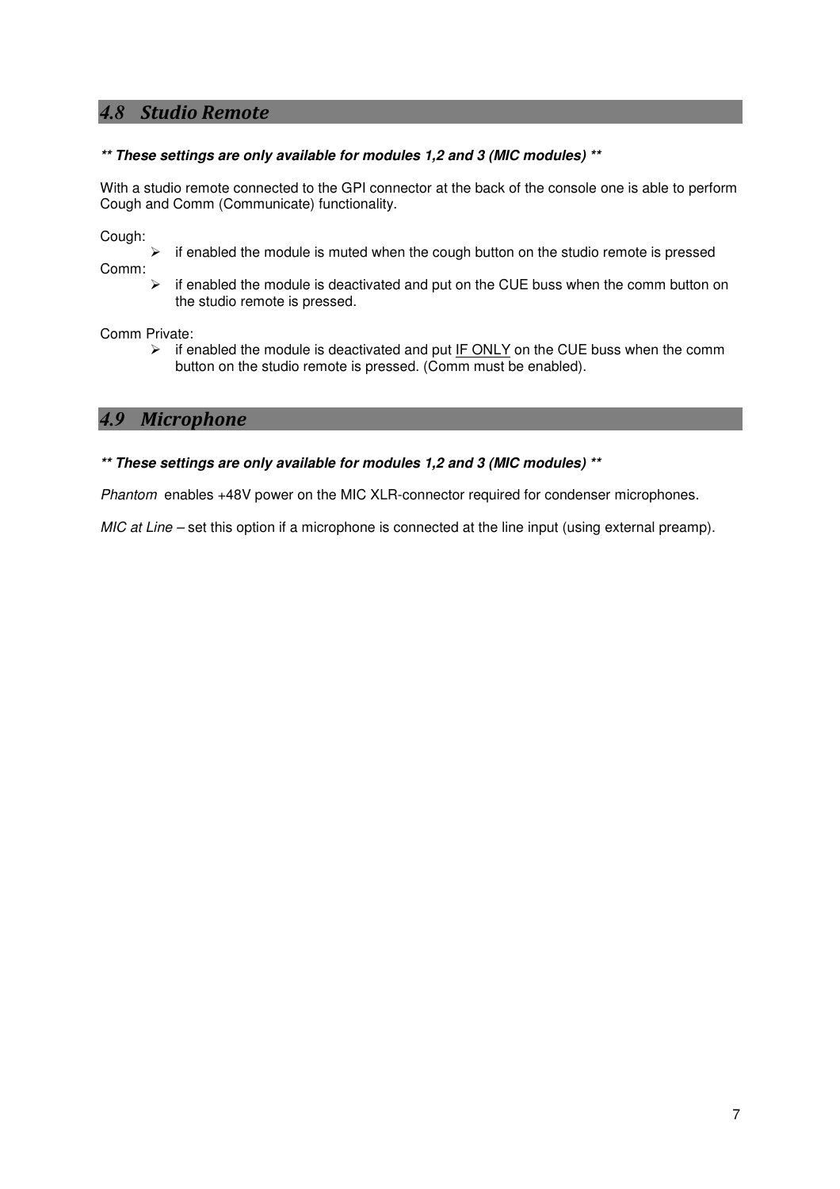## 4.8 Studio Remote

***\*\* These settings are only available for modules 1,2 and 3 (MIC modules) \*\****

With a studio remote connected to the GPI connector at the back of the console one is able to perform Cough and Comm (Communicate) functionality.

Cough:

- if enabled the module is muted when the cough button on the studio remote is pressed

Comm:

- if enabled the module is deactivated and put on the CUE buss when the comm button on the studio remote is pressed.

Comm Private:

- if enabled the module is deactivated and put <u>IF ONLY</u> on the CUE buss when the comm button on the studio remote is pressed. (Comm must be enabled).

## 4.9 Microphone

***\*\* These settings are only available for modules 1,2 and 3 (MIC modules) \*\****

*Phantom* enables +48V power on the MIC XLR-connector required for condenser microphones.

*MIC at Line* – set this option if a microphone is connected at the line input (using external preamp).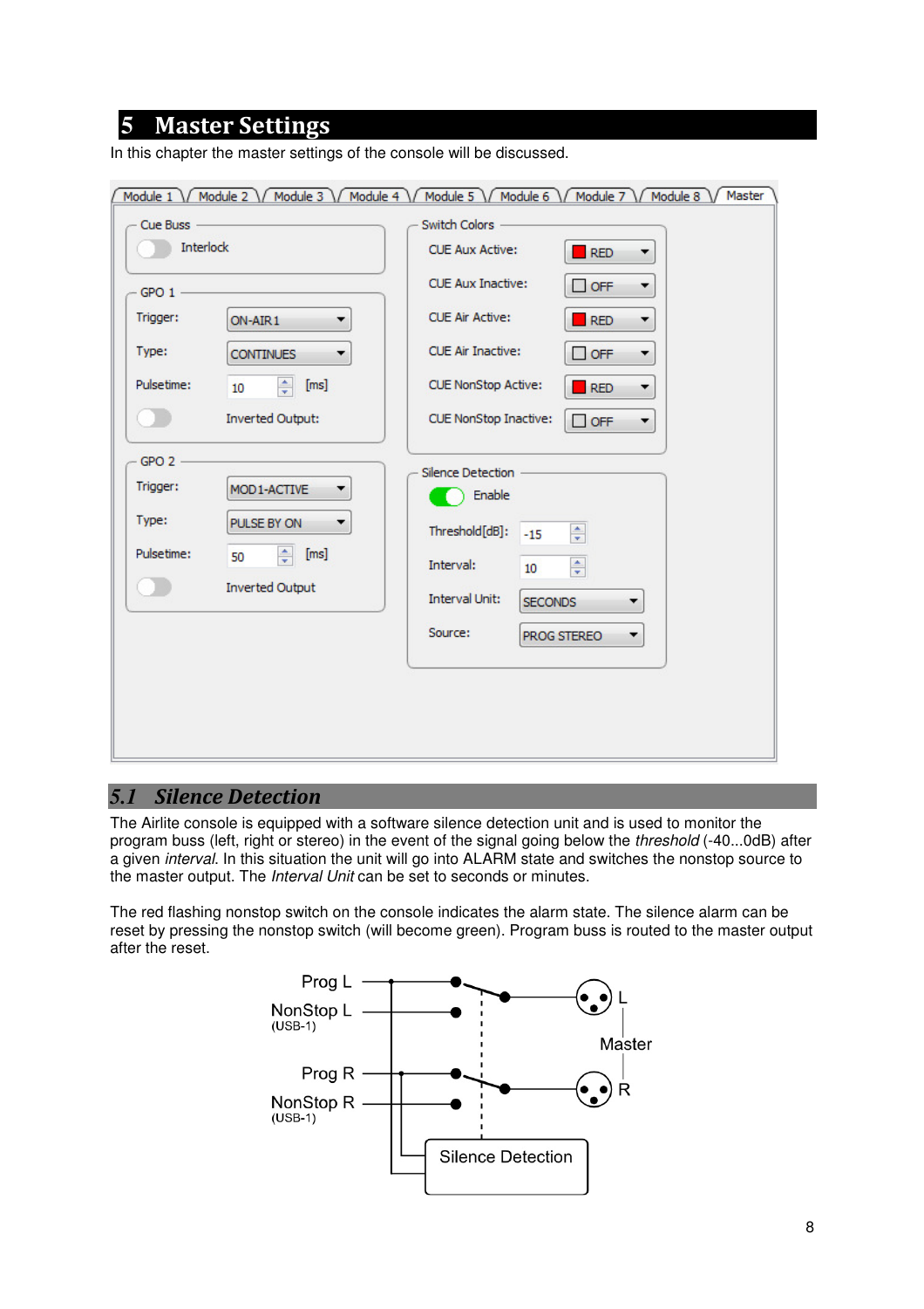# 5 Master Settings

In this chapter the master settings of the console will be discussed.

## 5.1 Silence Detection

The Airlite console is equipped with a software silence detection unit and is used to monitor the program buss (left, right or stereo) in the event of the signal going below the *threshold* (-40...0dB) after a given *interval*. In this situation the unit will go into ALARM state and switches the nonstop source to the master output. The *Interval Unit* can be set to seconds or minutes.

The red flashing nonstop switch on the console indicates the alarm state. The silence alarm can be reset by pressing the nonstop switch (will become green). Program buss is routed to the master output after the reset.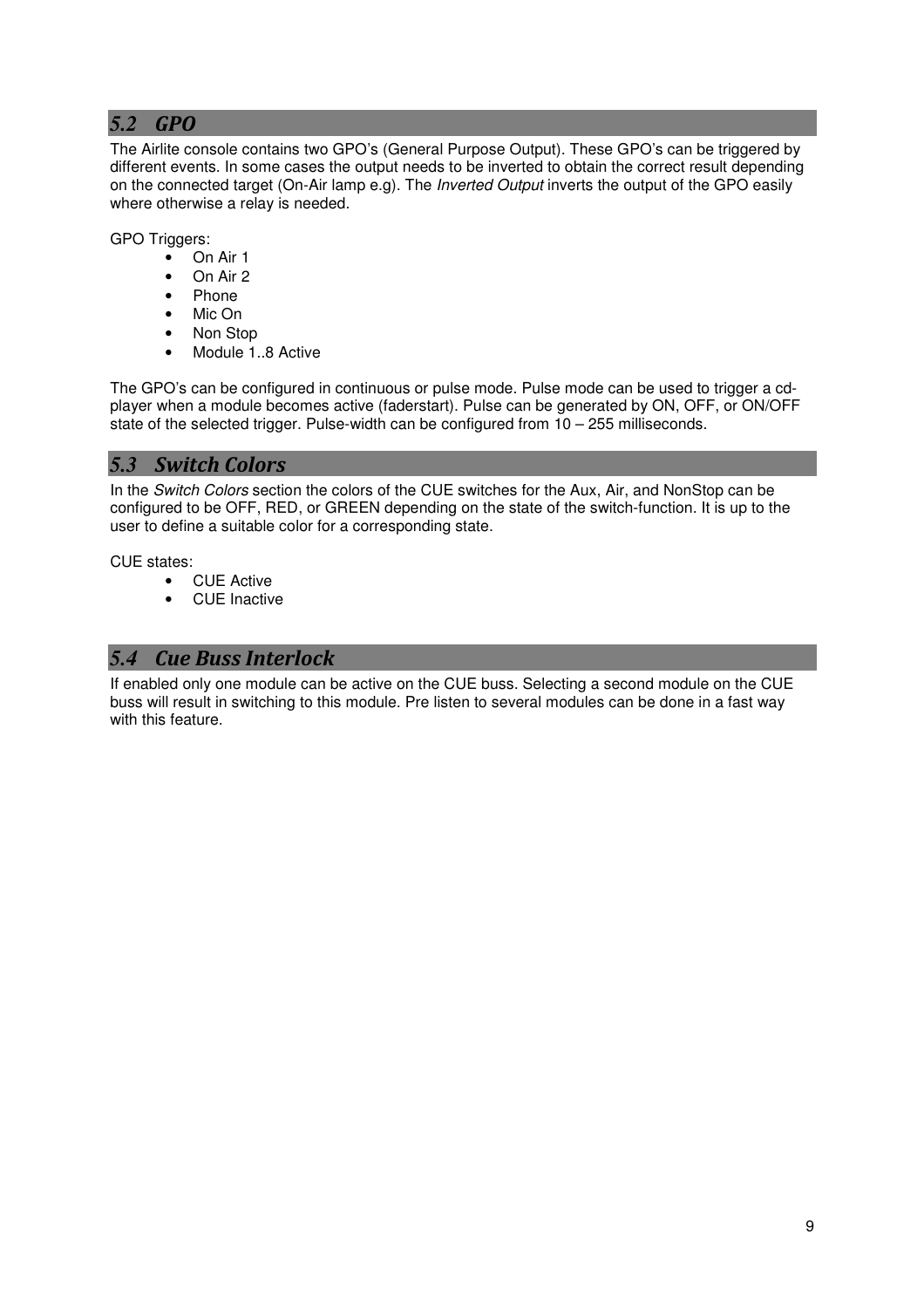## *5.2 GPO*

The Airlite console contains two GPO's (General Purpose Output). These GPO's can be triggered by different events. In some cases the output needs to be inverted to obtain the correct result depending on the connected target (On-Air lamp e.g). The *Inverted Output* inverts the output of the GPO easily where otherwise a relay is needed.

GPO Triggers:

- On Air 1
- On Air 2
- Phone
- Mic On
- Non Stop
- Module 1..8 Active

The GPO's can be configured in continuous or pulse mode. Pulse mode can be used to trigger a cd-player when a module becomes active (faderstart). Pulse can be generated by ON, OFF, or ON/OFF state of the selected trigger. Pulse-width can be configured from 10 – 255 milliseconds.

## *5.3 Switch Colors*

In the *Switch Colors* section the colors of the CUE switches for the Aux, Air, and NonStop can be configured to be OFF, RED, or GREEN depending on the state of the switch-function. It is up to the user to define a suitable color for a corresponding state.

CUE states:

- CUE Active
- CUE Inactive

## *5.4 Cue Buss Interlock*

If enabled only one module can be active on the CUE buss. Selecting a second module on the CUE buss will result in switching to this module. Pre listen to several modules can be done in a fast way with this feature.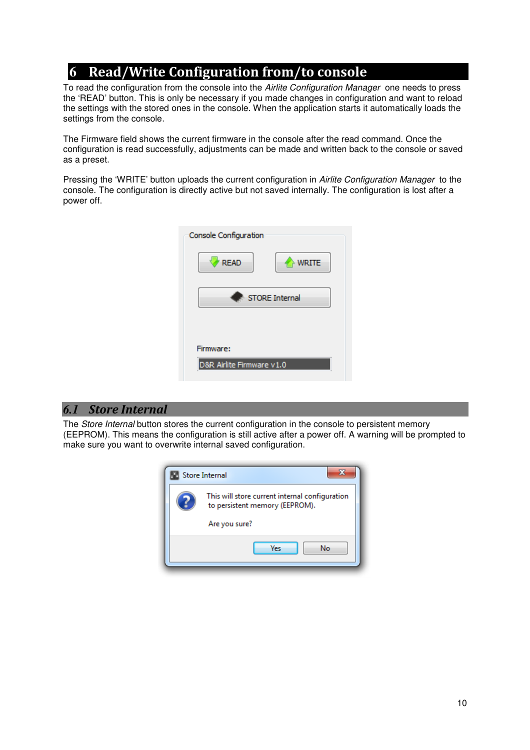# 6 Read/Write Configuration from/to console

To read the configuration from the console into the *Airlite Configuration Manager* one needs to press the 'READ' button. This is only be necessary if you made changes in configuration and want to reload the settings with the stored ones in the console. When the application starts it automatically loads the settings from the console.

The Firmware field shows the current firmware in the console after the read command. Once the configuration is read successfully, adjustments can be made and written back to the console or saved as a preset.

Pressing the 'WRITE' button uploads the current configuration in *Airlite Configuration Manager* to the console. The configuration is directly active but not saved internally. The configuration is lost after a power off.

## 6.1 Store Internal

The *Store Internal* button stores the current configuration in the console to persistent memory (EEPROM). This means the configuration is still active after a power off. A warning will be prompted to make sure you want to overwrite internal saved configuration.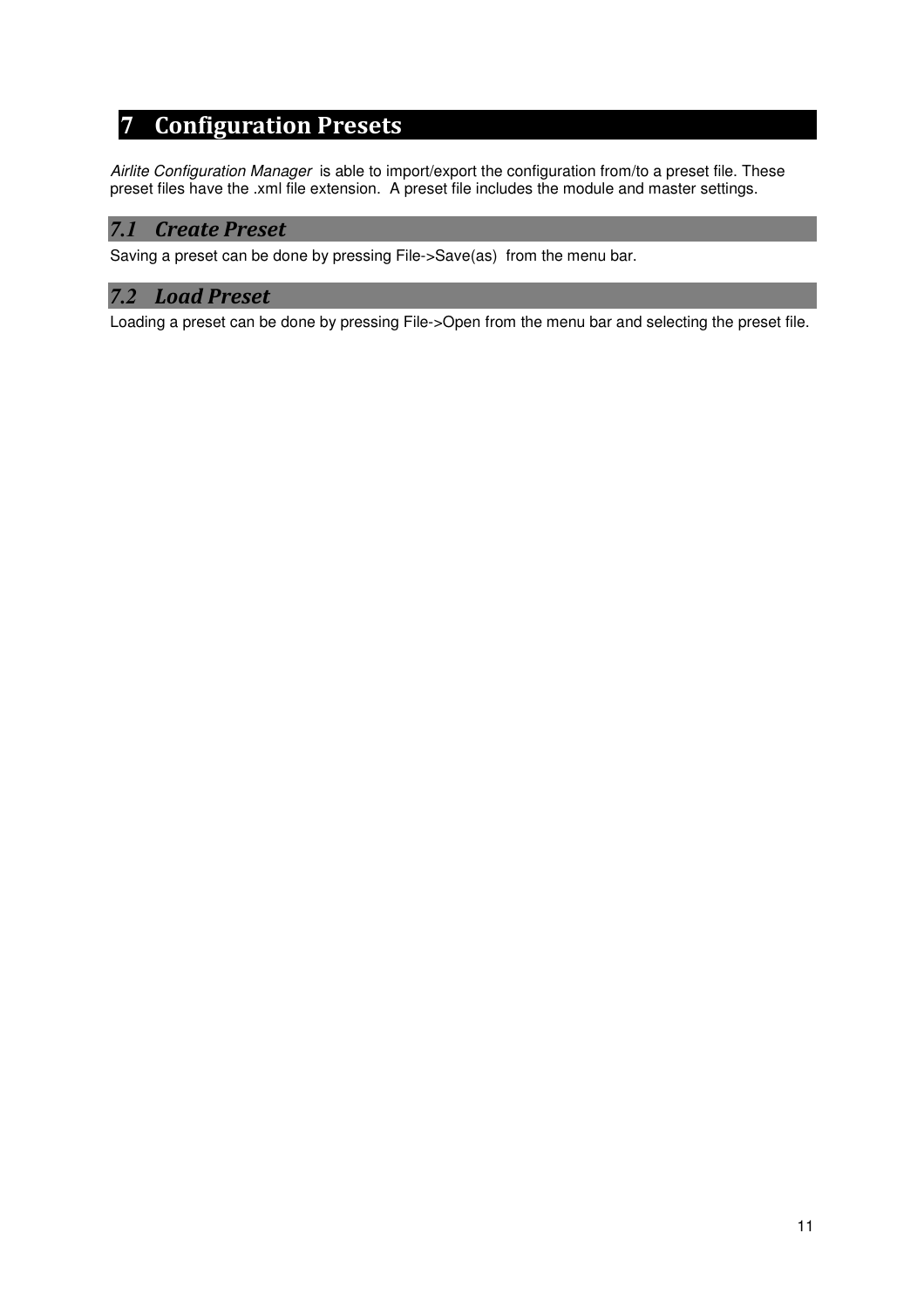# 7 Configuration Presets

*Airlite Configuration Manager* is able to import/export the configuration from/to a preset file. These preset files have the .xml file extension. A preset file includes the module and master settings.

## *7.1 Create Preset*

Saving a preset can be done by pressing File->Save(as) from the menu bar.

## *7.2 Load Preset*

Loading a preset can be done by pressing File->Open from the menu bar and selecting the preset file.